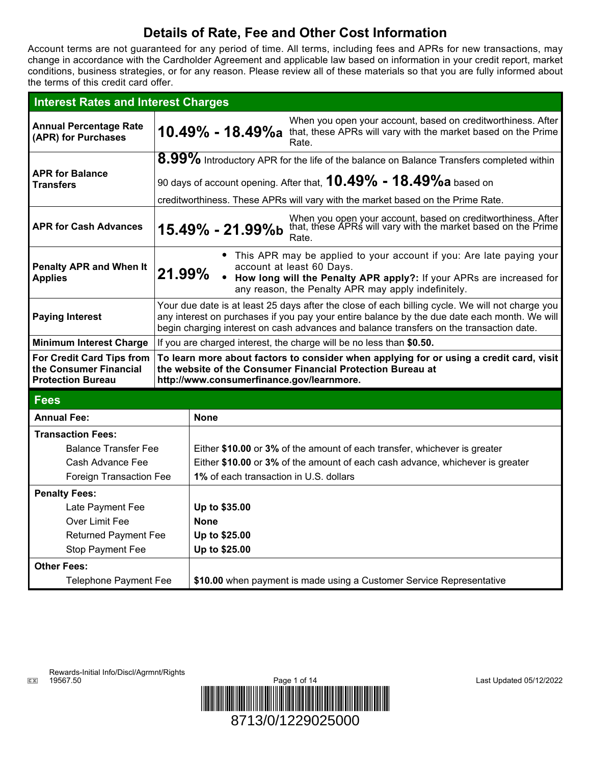# Details of Rate, Fee and Other Cost Information

Account terms are not guaranteed for any period of time. All terms, including fees and APRs for new transactions, may change in accordance with the Cardholder Agreement and applicable law based on information in your credit report, market conditions, business strategies, or for any reason. Please review all of these materials so that you are fully informed about the terms of this credit card offer.

| Interest Rates and Interest Charges | |
|---|---|
| **Annual Percentage Rate (APR) for Purchases** | **10.49% - 18.49%a** When you open your account, based on creditworthiness. After that, these APRs will vary with the market based on the Prime Rate. |
| **APR for Balance Transfers** | **8.99%** Introductory APR for the life of the balance on Balance Transfers completed within 90 days of account opening. After that, **10.49% - 18.49%a** based on creditworthiness. These APRs will vary with the market based on the Prime Rate. |
| **APR for Cash Advances** | **15.49% - 21.99%b** When you open your account, based on creditworthiness. After that, these APRs will vary with the market based on the Prime Rate. |
| **Penalty APR and When It Applies** | **21.99%** <br>• This APR may be applied to your account if you: Are late paying your account at least 60 Days.<br>• **How long will the Penalty APR apply?:** If your APRs are increased for any reason, the Penalty APR may apply indefinitely. |
| **Paying Interest** | Your due date is at least 25 days after the close of each billing cycle. We will not charge you any interest on purchases if you pay your entire balance by the due date each month. We will begin charging interest on cash advances and balance transfers on the transaction date. |
| **Minimum Interest Charge** | If you are charged interest, the charge will be no less than **$0.50.** |
| **For Credit Card Tips from the Consumer Financial Protection Bureau** | **To learn more about factors to consider when applying for or using a credit card, visit the website of the Consumer Financial Protection Bureau at http://www.consumerfinance.gov/learnmore.** |

| Fees | |
|---|---|
| **Annual Fee:** | **None** |
| **Transaction Fees:** | |
| Balance Transfer Fee | Either **$10.00** or **3%** of the amount of each transfer, whichever is greater |
| Cash Advance Fee | Either **$10.00** or **3%** of the amount of each cash advance, whichever is greater |
| Foreign Transaction Fee | **1%** of each transaction in U.S. dollars |
| **Penalty Fees:** | |
| Late Payment Fee | **Up to $35.00** |
| Over Limit Fee | **None** |
| Returned Payment Fee | **Up to $25.00** |
| Stop Payment Fee | **Up to $25.00** |
| **Other Fees:** | |
| Telephone Payment Fee | **$10.00** when payment is made using a Customer Service Representative |

Rewards-Initial Info/Discl/Agrmnt/Rights
19567.50

Last Updated 05/12/2022

8713/0/1229025000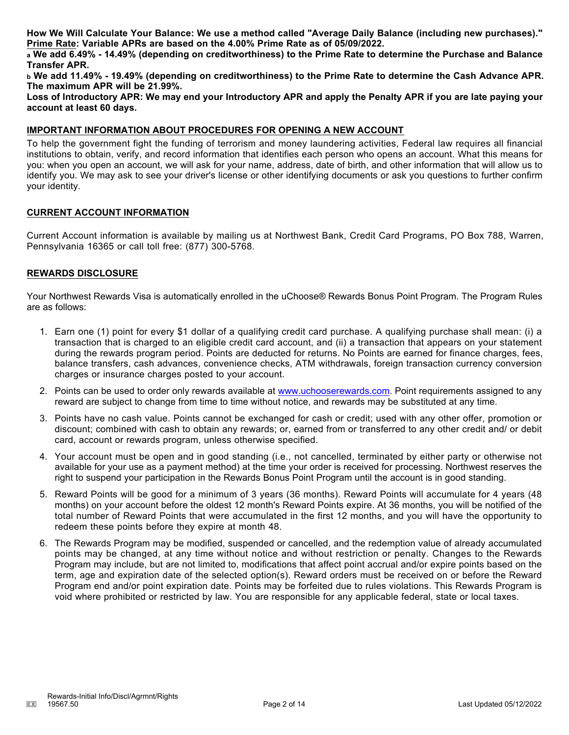**How We Will Calculate Your Balance: We use a method called "Average Daily Balance (including new purchases)."**
**Prime Rate: Variable APRs are based on the 4.00% Prime Rate as of 05/09/2022.**
**a We add 6.49% - 14.49% (depending on creditworthiness) to the Prime Rate to determine the Purchase and Balance Transfer APR.**
**b We add 11.49% - 19.49% (depending on creditworthiness) to the Prime Rate to determine the Cash Advance APR. The maximum APR will be 21.99%.**
**Loss of Introductory APR: We may end your Introductory APR and apply the Penalty APR if you are late paying your account at least 60 days.**

## IMPORTANT INFORMATION ABOUT PROCEDURES FOR OPENING A NEW ACCOUNT

To help the government fight the funding of terrorism and money laundering activities, Federal law requires all financial institutions to obtain, verify, and record information that identifies each person who opens an account. What this means for you: when you open an account, we will ask for your name, address, date of birth, and other information that will allow us to identify you. We may ask to see your driver's license or other identifying documents or ask you questions to further confirm your identity.

## CURRENT ACCOUNT INFORMATION

Current Account information is available by mailing us at Northwest Bank, Credit Card Programs, PO Box 788, Warren, Pennsylvania 16365 or call toll free: (877) 300-5768.

## REWARDS DISCLOSURE

Your Northwest Rewards Visa is automatically enrolled in the uChoose® Rewards Bonus Point Program. The Program Rules are as follows:

1. Earn one (1) point for every $1 dollar of a qualifying credit card purchase. A qualifying purchase shall mean: (i) a transaction that is charged to an eligible credit card account, and (ii) a transaction that appears on your statement during the rewards program period. Points are deducted for returns. No Points are earned for finance charges, fees, balance transfers, cash advances, convenience checks, ATM withdrawals, foreign transaction currency conversion charges or insurance charges posted to your account.
2. Points can be used to order only rewards available at www.uchooserewards.com. Point requirements assigned to any reward are subject to change from time to time without notice, and rewards may be substituted at any time.
3. Points have no cash value. Points cannot be exchanged for cash or credit; used with any other offer, promotion or discount; combined with cash to obtain any rewards; or, earned from or transferred to any other credit and/ or debit card, account or rewards program, unless otherwise specified.
4. Your account must be open and in good standing (i.e., not cancelled, terminated by either party or otherwise not available for your use as a payment method) at the time your order is received for processing. Northwest reserves the right to suspend your participation in the Rewards Bonus Point Program until the account is in good standing.
5. Reward Points will be good for a minimum of 3 years (36 months). Reward Points will accumulate for 4 years (48 months) on your account before the oldest 12 month's Reward Points expire. At 36 months, you will be notified of the total number of Reward Points that were accumulated in the first 12 months, and you will have the opportunity to redeem these points before they expire at month 48.
6. The Rewards Program may be modified, suspended or cancelled, and the redemption value of already accumulated points may be changed, at any time without notice and without restriction or penalty. Changes to the Rewards Program may include, but are not limited to, modifications that affect point accrual and/or expire points based on the term, age and expiration date of the selected option(s). Reward orders must be received on or before the Reward Program end and/or point expiration date. Points may be forfeited due to rules violations. This Rewards Program is void where prohibited or restricted by law. You are responsible for any applicable federal, state or local taxes.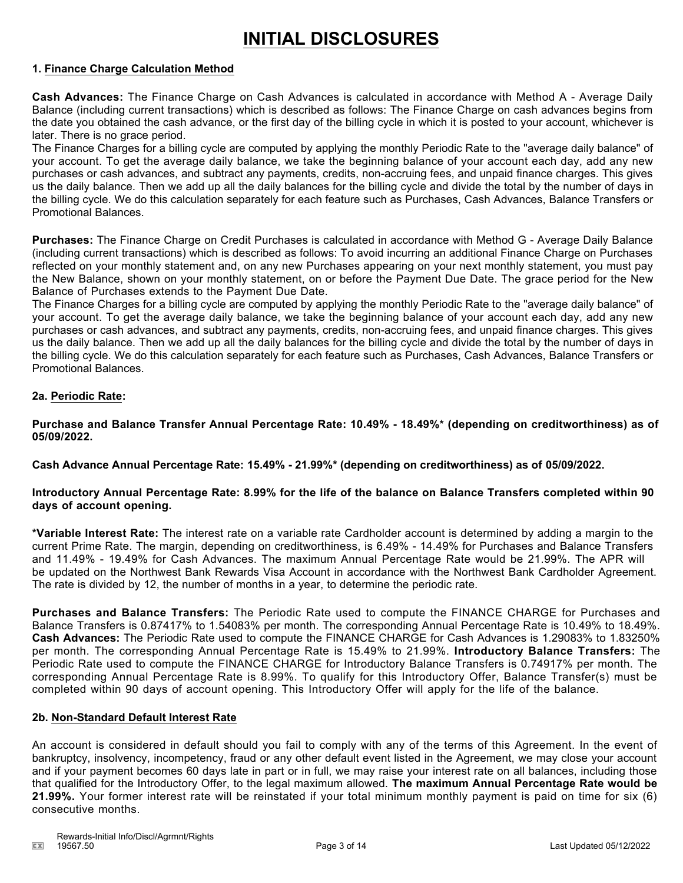# INITIAL DISCLOSURES

## 1. Finance Charge Calculation Method

**Cash Advances:** The Finance Charge on Cash Advances is calculated in accordance with Method A - Average Daily Balance (including current transactions) which is described as follows: The Finance Charge on cash advances begins from the date you obtained the cash advance, or the first day of the billing cycle in which it is posted to your account, whichever is later. There is no grace period.

The Finance Charges for a billing cycle are computed by applying the monthly Periodic Rate to the "average daily balance" of your account. To get the average daily balance, we take the beginning balance of your account each day, add any new purchases or cash advances, and subtract any payments, credits, non-accruing fees, and unpaid finance charges. This gives us the daily balance. Then we add up all the daily balances for the billing cycle and divide the total by the number of days in the billing cycle. We do this calculation separately for each feature such as Purchases, Cash Advances, Balance Transfers or Promotional Balances.

**Purchases:** The Finance Charge on Credit Purchases is calculated in accordance with Method G - Average Daily Balance (including current transactions) which is described as follows: To avoid incurring an additional Finance Charge on Purchases reflected on your monthly statement and, on any new Purchases appearing on your next monthly statement, you must pay the New Balance, shown on your monthly statement, on or before the Payment Due Date. The grace period for the New Balance of Purchases extends to the Payment Due Date.

The Finance Charges for a billing cycle are computed by applying the monthly Periodic Rate to the "average daily balance" of your account. To get the average daily balance, we take the beginning balance of your account each day, add any new purchases or cash advances, and subtract any payments, credits, non-accruing fees, and unpaid finance charges. This gives us the daily balance. Then we add up all the daily balances for the billing cycle and divide the total by the number of days in the billing cycle. We do this calculation separately for each feature such as Purchases, Cash Advances, Balance Transfers or Promotional Balances.

## 2a. Periodic Rate:

**Purchase and Balance Transfer Annual Percentage Rate: 10.49% - 18.49%* (depending on creditworthiness) as of 05/09/2022.**

**Cash Advance Annual Percentage Rate: 15.49% - 21.99%* (depending on creditworthiness) as of 05/09/2022.**

**Introductory Annual Percentage Rate: 8.99% for the life of the balance on Balance Transfers completed within 90 days of account opening.**

**\*Variable Interest Rate:** The interest rate on a variable rate Cardholder account is determined by adding a margin to the current Prime Rate. The margin, depending on creditworthiness, is 6.49% - 14.49% for Purchases and Balance Transfers and 11.49% - 19.49% for Cash Advances. The maximum Annual Percentage Rate would be 21.99%. The APR will be updated on the Northwest Bank Rewards Visa Account in accordance with the Northwest Bank Cardholder Agreement. The rate is divided by 12, the number of months in a year, to determine the periodic rate.

**Purchases and Balance Transfers:** The Periodic Rate used to compute the FINANCE CHARGE for Purchases and Balance Transfers is 0.87417% to 1.54083% per month. The corresponding Annual Percentage Rate is 10.49% to 18.49%. **Cash Advances:** The Periodic Rate used to compute the FINANCE CHARGE for Cash Advances is 1.29083% to 1.83250% per month. The corresponding Annual Percentage Rate is 15.49% to 21.99%. **Introductory Balance Transfers:** The Periodic Rate used to compute the FINANCE CHARGE for Introductory Balance Transfers is 0.74917% per month. The corresponding Annual Percentage Rate is 8.99%. To qualify for this Introductory Offer, Balance Transfer(s) must be completed within 90 days of account opening. This Introductory Offer will apply for the life of the balance.

## 2b. Non-Standard Default Interest Rate

An account is considered in default should you fail to comply with any of the terms of this Agreement. In the event of bankruptcy, insolvency, incompetency, fraud or any other default event listed in the Agreement, we may close your account and if your payment becomes 60 days late in part or in full, we may raise your interest rate on all balances, including those that qualified for the Introductory Offer, to the legal maximum allowed. **The maximum Annual Percentage Rate would be 21.99%.** Your former interest rate will be reinstated if your total minimum monthly payment is paid on time for six (6) consecutive months.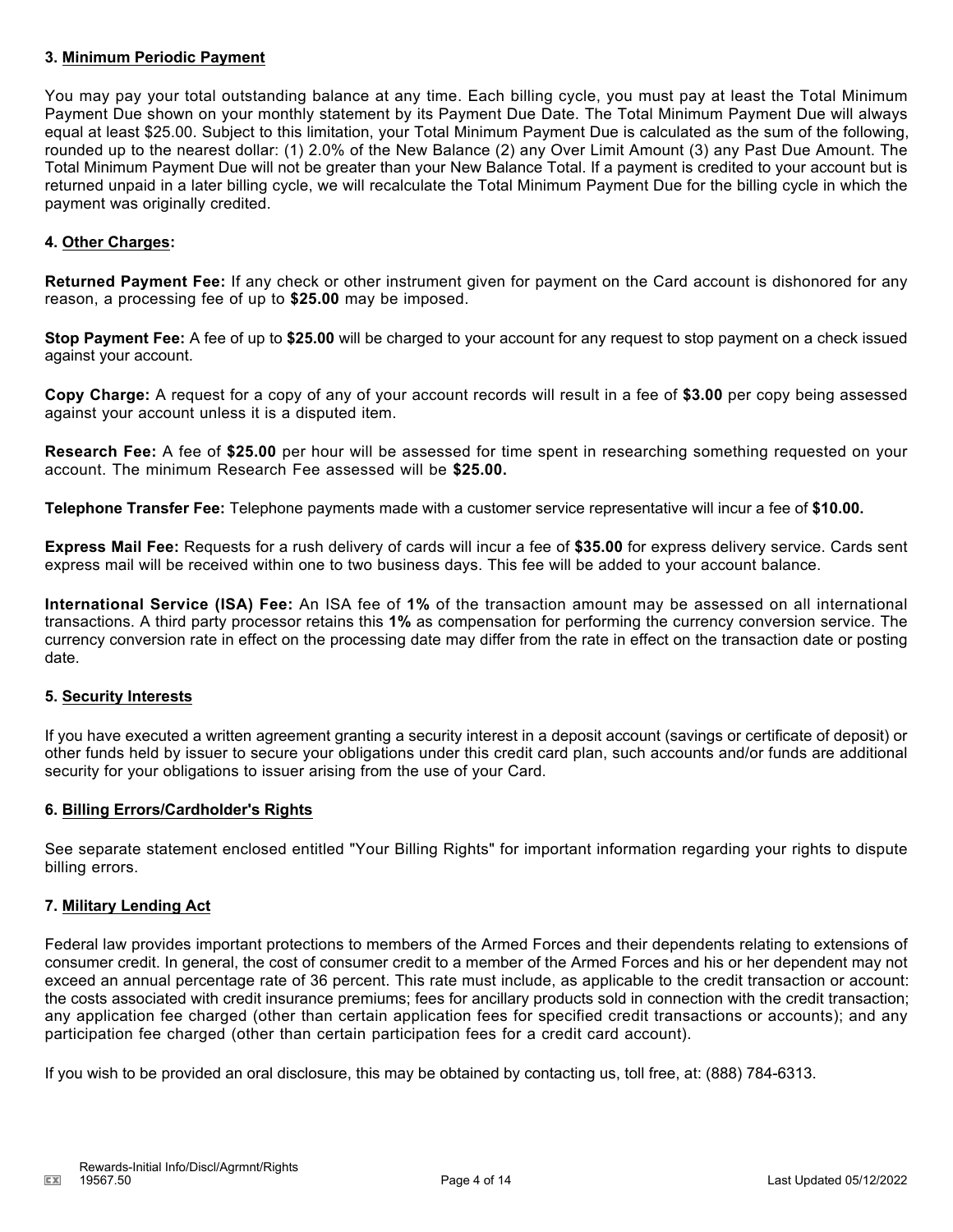### 3. Minimum Periodic Payment

You may pay your total outstanding balance at any time. Each billing cycle, you must pay at least the Total Minimum Payment Due shown on your monthly statement by its Payment Due Date. The Total Minimum Payment Due will always equal at least $25.00. Subject to this limitation, your Total Minimum Payment Due is calculated as the sum of the following, rounded up to the nearest dollar: (1) 2.0% of the New Balance (2) any Over Limit Amount (3) any Past Due Amount. The Total Minimum Payment Due will not be greater than your New Balance Total. If a payment is credited to your account but is returned unpaid in a later billing cycle, we will recalculate the Total Minimum Payment Due for the billing cycle in which the payment was originally credited.

### 4. Other Charges:

**Returned Payment Fee:** If any check or other instrument given for payment on the Card account is dishonored for any reason, a processing fee of up to **$25.00** may be imposed.

**Stop Payment Fee:** A fee of up to **$25.00** will be charged to your account for any request to stop payment on a check issued against your account.

**Copy Charge:** A request for a copy of any of your account records will result in a fee of **$3.00** per copy being assessed against your account unless it is a disputed item.

**Research Fee:** A fee of **$25.00** per hour will be assessed for time spent in researching something requested on your account. The minimum Research Fee assessed will be **$25.00.**

**Telephone Transfer Fee:** Telephone payments made with a customer service representative will incur a fee of **$10.00.**

**Express Mail Fee:** Requests for a rush delivery of cards will incur a fee of **$35.00** for express delivery service. Cards sent express mail will be received within one to two business days. This fee will be added to your account balance.

**International Service (ISA) Fee:** An ISA fee of **1%** of the transaction amount may be assessed on all international transactions. A third party processor retains this **1%** as compensation for performing the currency conversion service. The currency conversion rate in effect on the processing date may differ from the rate in effect on the transaction date or posting date.

### 5. Security Interests

If you have executed a written agreement granting a security interest in a deposit account (savings or certificate of deposit) or other funds held by issuer to secure your obligations under this credit card plan, such accounts and/or funds are additional security for your obligations to issuer arising from the use of your Card.

### 6. Billing Errors/Cardholder's Rights

See separate statement enclosed entitled "Your Billing Rights" for important information regarding your rights to dispute billing errors.

### 7. Military Lending Act

Federal law provides important protections to members of the Armed Forces and their dependents relating to extensions of consumer credit. In general, the cost of consumer credit to a member of the Armed Forces and his or her dependent may not exceed an annual percentage rate of 36 percent. This rate must include, as applicable to the credit transaction or account: the costs associated with credit insurance premiums; fees for ancillary products sold in connection with the credit transaction; any application fee charged (other than certain application fees for specified credit transactions or accounts); and any participation fee charged (other than certain participation fees for a credit card account).

If you wish to be provided an oral disclosure, this may be obtained by contacting us, toll free, at: (888) 784-6313.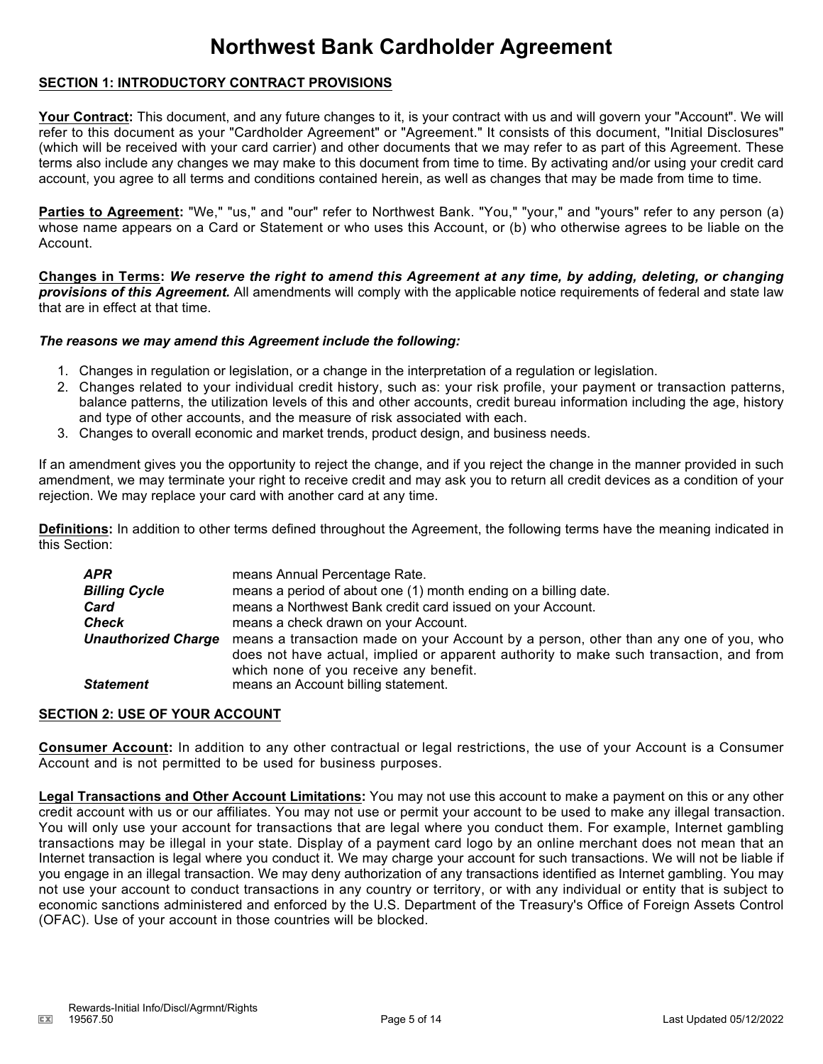# Northwest Bank Cardholder Agreement

## SECTION 1: INTRODUCTORY CONTRACT PROVISIONS

**Your Contract:** This document, and any future changes to it, is your contract with us and will govern your "Account". We will refer to this document as your "Cardholder Agreement" or "Agreement." It consists of this document, "Initial Disclosures" (which will be received with your card carrier) and other documents that we may refer to as part of this Agreement. These terms also include any changes we may make to this document from time to time. By activating and/or using your credit card account, you agree to all terms and conditions contained herein, as well as changes that may be made from time to time.

**Parties to Agreement:** "We," "us," and "our" refer to Northwest Bank. "You," "your," and "yours" refer to any person (a) whose name appears on a Card or Statement or who uses this Account, or (b) who otherwise agrees to be liable on the Account.

**Changes in Terms:** ***We reserve the right to amend this Agreement at any time, by adding, deleting, or changing provisions of this Agreement.*** All amendments will comply with the applicable notice requirements of federal and state law that are in effect at that time.

***The reasons we may amend this Agreement include the following:***

1. Changes in regulation or legislation, or a change in the interpretation of a regulation or legislation.
2. Changes related to your individual credit history, such as: your risk profile, your payment or transaction patterns, balance patterns, the utilization levels of this and other accounts, credit bureau information including the age, history and type of other accounts, and the measure of risk associated with each.
3. Changes to overall economic and market trends, product design, and business needs.

If an amendment gives you the opportunity to reject the change, and if you reject the change in the manner provided in such amendment, we may terminate your right to receive credit and may ask you to return all credit devices as a condition of your rejection. We may replace your card with another card at any time.

**Definitions:** In addition to other terms defined throughout the Agreement, the following terms have the meaning indicated in this Section:

| Term | Meaning |
|---|---|
| ***APR*** | means Annual Percentage Rate. |
| ***Billing Cycle*** | means a period of about one (1) month ending on a billing date. |
| ***Card*** | means a Northwest Bank credit card issued on your Account. |
| ***Check*** | means a check drawn on your Account. |
| ***Unauthorized Charge*** | means a transaction made on your Account by a person, other than any one of you, who does not have actual, implied or apparent authority to make such transaction, and from which none of you receive any benefit. |
| ***Statement*** | means an Account billing statement. |

## SECTION 2: USE OF YOUR ACCOUNT

**Consumer Account:** In addition to any other contractual or legal restrictions, the use of your Account is a Consumer Account and is not permitted to be used for business purposes.

**Legal Transactions and Other Account Limitations:** You may not use this account to make a payment on this or any other credit account with us or our affiliates. You may not use or permit your account to be used to make any illegal transaction. You will only use your account for transactions that are legal where you conduct them. For example, Internet gambling transactions may be illegal in your state. Display of a payment card logo by an online merchant does not mean that an Internet transaction is legal where you conduct it. We may charge your account for such transactions. We will not be liable if you engage in an illegal transaction. We may deny authorization of any transactions identified as Internet gambling. You may not use your account to conduct transactions in any country or territory, or with any individual or entity that is subject to economic sanctions administered and enforced by the U.S. Department of the Treasury's Office of Foreign Assets Control (OFAC). Use of your account in those countries will be blocked.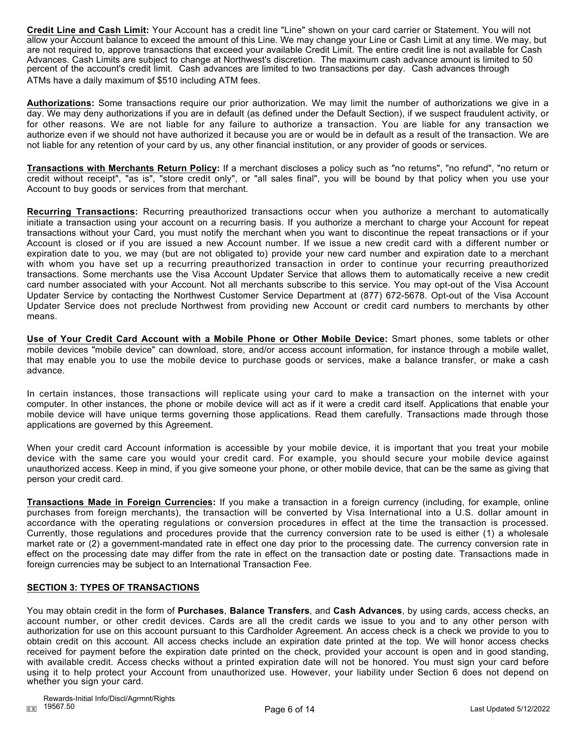**Credit Line and Cash Limit:** Your Account has a credit line "Line" shown on your card carrier or Statement. You will not allow your Account balance to exceed the amount of this Line. We may change your Line or Cash Limit at any time. We may, but are not required to, approve transactions that exceed your available Credit Limit. The entire credit line is not available for Cash Advances. Cash Limits are subject to change at Northwest's discretion. The maximum cash advance amount is limited to 50 percent of the account's credit limit. Cash advances are limited to two transactions per day. Cash advances through ATMs have a daily maximum of $510 including ATM fees.

**Authorizations:** Some transactions require our prior authorization. We may limit the number of authorizations we give in a day. We may deny authorizations if you are in default (as defined under the Default Section), if we suspect fraudulent activity, or for other reasons. We are not liable for any failure to authorize a transaction. You are liable for any transaction we authorize even if we should not have authorized it because you are or would be in default as a result of the transaction. We are not liable for any retention of your card by us, any other financial institution, or any provider of goods or services.

**Transactions with Merchants Return Policy:** If a merchant discloses a policy such as "no returns", "no refund", "no return or credit without receipt", "as is", "store credit only", or "all sales final", you will be bound by that policy when you use your Account to buy goods or services from that merchant.

**Recurring Transactions:** Recurring preauthorized transactions occur when you authorize a merchant to automatically initiate a transaction using your account on a recurring basis. If you authorize a merchant to charge your Account for repeat transactions without your Card, you must notify the merchant when you want to discontinue the repeat transactions or if your Account is closed or if you are issued a new Account number. If we issue a new credit card with a different number or expiration date to you, we may (but are not obligated to) provide your new card number and expiration date to a merchant with whom you have set up a recurring preauthorized transaction in order to continue your recurring preauthorized transactions. Some merchants use the Visa Account Updater Service that allows them to automatically receive a new credit card number associated with your Account. Not all merchants subscribe to this service. You may opt-out of the Visa Account Updater Service by contacting the Northwest Customer Service Department at (877) 672-5678. Opt-out of the Visa Account Updater Service does not preclude Northwest from providing new Account or credit card numbers to merchants by other means.

**Use of Your Credit Card Account with a Mobile Phone or Other Mobile Device:** Smart phones, some tablets or other mobile devices "mobile device" can download, store, and/or access account information, for instance through a mobile wallet, that may enable you to use the mobile device to purchase goods or services, make a balance transfer, or make a cash advance.

In certain instances, those transactions will replicate using your card to make a transaction on the internet with your computer. In other instances, the phone or mobile device will act as if it were a credit card itself. Applications that enable your mobile device will have unique terms governing those applications. Read them carefully. Transactions made through those applications are governed by this Agreement.

When your credit card Account information is accessible by your mobile device, it is important that you treat your mobile device with the same care you would your credit card. For example, you should secure your mobile device against unauthorized access. Keep in mind, if you give someone your phone, or other mobile device, that can be the same as giving that person your credit card.

**Transactions Made in Foreign Currencies:** If you make a transaction in a foreign currency (including, for example, online purchases from foreign merchants), the transaction will be converted by Visa International into a U.S. dollar amount in accordance with the operating regulations or conversion procedures in effect at the time the transaction is processed. Currently, those regulations and procedures provide that the currency conversion rate to be used is either (1) a wholesale market rate or (2) a government-mandated rate in effect one day prior to the processing date. The currency conversion rate in effect on the processing date may differ from the rate in effect on the transaction date or posting date. Transactions made in foreign currencies may be subject to an International Transaction Fee.

## SECTION 3: TYPES OF TRANSACTIONS

You may obtain credit in the form of **Purchases**, **Balance Transfers**, and **Cash Advances**, by using cards, access checks, an account number, or other credit devices. Cards are all the credit cards we issue to you and to any other person with authorization for use on this account pursuant to this Cardholder Agreement. An access check is a check we provide to you to obtain credit on this account. All access checks include an expiration date printed at the top. We will honor access checks received for payment before the expiration date printed on the check, provided your account is open and in good standing, with available credit. Access checks without a printed expiration date will not be honored. You must sign your card before using it to help protect your Account from unauthorized use. However, your liability under Section 6 does not depend on whether you sign your card.

Rewards-Initial Info/Discl/Agrmnt/Rights
19567.50

Last Updated 5/12/2022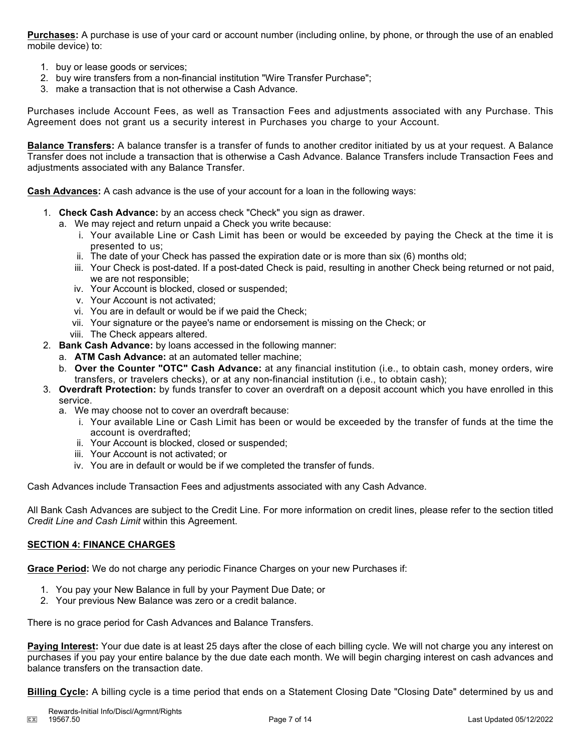**Purchases:** A purchase is use of your card or account number (including online, by phone, or through the use of an enabled mobile device) to:

1. buy or lease goods or services;
2. buy wire transfers from a non-financial institution "Wire Transfer Purchase";
3. make a transaction that is not otherwise a Cash Advance.

Purchases include Account Fees, as well as Transaction Fees and adjustments associated with any Purchase. This Agreement does not grant us a security interest in Purchases you charge to your Account.

**Balance Transfers:** A balance transfer is a transfer of funds to another creditor initiated by us at your request. A Balance Transfer does not include a transaction that is otherwise a Cash Advance. Balance Transfers include Transaction Fees and adjustments associated with any Balance Transfer.

**Cash Advances:** A cash advance is the use of your account for a loan in the following ways:

1. **Check Cash Advance:** by an access check "Check" you sign as drawer.
   a. We may reject and return unpaid a Check you write because:
      i. Your available Line or Cash Limit has been or would be exceeded by paying the Check at the time it is presented to us;
      ii. The date of your Check has passed the expiration date or is more than six (6) months old;
      iii. Your Check is post-dated. If a post-dated Check is paid, resulting in another Check being returned or not paid, we are not responsible;
      iv. Your Account is blocked, closed or suspended;
      v. Your Account is not activated;
      vi. You are in default or would be if we paid the Check;
      vii. Your signature or the payee's name or endorsement is missing on the Check; or
      viii. The Check appears altered.
2. **Bank Cash Advance:** by loans accessed in the following manner:
   a. **ATM Cash Advance:** at an automated teller machine;
   b. **Over the Counter "OTC" Cash Advance:** at any financial institution (i.e., to obtain cash, money orders, wire transfers, or travelers checks), or at any non-financial institution (i.e., to obtain cash);
3. **Overdraft Protection:** by funds transfer to cover an overdraft on a deposit account which you have enrolled in this service.
   a. We may choose not to cover an overdraft because:
      i. Your available Line or Cash Limit has been or would be exceeded by the transfer of funds at the time the account is overdrafted;
      ii. Your Account is blocked, closed or suspended;
      iii. Your Account is not activated; or
      iv. You are in default or would be if we completed the transfer of funds.

Cash Advances include Transaction Fees and adjustments associated with any Cash Advance.

All Bank Cash Advances are subject to the Credit Line. For more information on credit lines, please refer to the section titled *Credit Line and Cash Limit* within this Agreement.

## SECTION 4: FINANCE CHARGES

**Grace Period:** We do not charge any periodic Finance Charges on your new Purchases if:

1. You pay your New Balance in full by your Payment Due Date; or
2. Your previous New Balance was zero or a credit balance.

There is no grace period for Cash Advances and Balance Transfers.

**Paying Interest:** Your due date is at least 25 days after the close of each billing cycle. We will not charge you any interest on purchases if you pay your entire balance by the due date each month. We will begin charging interest on cash advances and balance transfers on the transaction date.

**Billing Cycle:** A billing cycle is a time period that ends on a Statement Closing Date "Closing Date" determined by us and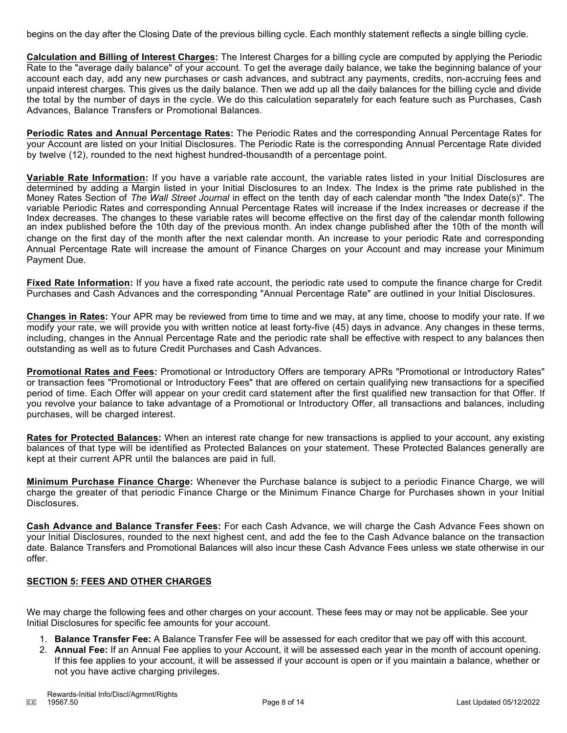begins on the day after the Closing Date of the previous billing cycle. Each monthly statement reflects a single billing cycle.

**Calculation and Billing of Interest Charges:** The Interest Charges for a billing cycle are computed by applying the Periodic Rate to the "average daily balance" of your account. To get the average daily balance, we take the beginning balance of your account each day, add any new purchases or cash advances, and subtract any payments, credits, non-accruing fees and unpaid interest charges. This gives us the daily balance. Then we add up all the daily balances for the billing cycle and divide the total by the number of days in the cycle. We do this calculation separately for each feature such as Purchases, Cash Advances, Balance Transfers or Promotional Balances.

**Periodic Rates and Annual Percentage Rates:** The Periodic Rates and the corresponding Annual Percentage Rates for your Account are listed on your Initial Disclosures. The Periodic Rate is the corresponding Annual Percentage Rate divided by twelve (12), rounded to the next highest hundred-thousandth of a percentage point.

**Variable Rate Information:** If you have a variable rate account, the variable rates listed in your Initial Disclosures are determined by adding a Margin listed in your Initial Disclosures to an Index. The Index is the prime rate published in the Money Rates Section of *The Wall Street Journal* in effect on the tenth day of each calendar month "the Index Date(s)". The variable Periodic Rates and corresponding Annual Percentage Rates will increase if the Index increases or decrease if the Index decreases. The changes to these variable rates will become effective on the first day of the calendar month following an index published before the 10th day of the previous month. An index change published after the 10th of the month will change on the first day of the month after the next calendar month. An increase to your periodic Rate and corresponding Annual Percentage Rate will increase the amount of Finance Charges on your Account and may increase your Minimum Payment Due.

**Fixed Rate Information:** If you have a fixed rate account, the periodic rate used to compute the finance charge for Credit Purchases and Cash Advances and the corresponding "Annual Percentage Rate" are outlined in your Initial Disclosures.

**Changes in Rates:** Your APR may be reviewed from time to time and we may, at any time, choose to modify your rate. If we modify your rate, we will provide you with written notice at least forty-five (45) days in advance. Any changes in these terms, including, changes in the Annual Percentage Rate and the periodic rate shall be effective with respect to any balances then outstanding as well as to future Credit Purchases and Cash Advances.

**Promotional Rates and Fees:** Promotional or Introductory Offers are temporary APRs "Promotional or Introductory Rates" or transaction fees "Promotional or Introductory Fees" that are offered on certain qualifying new transactions for a specified period of time. Each Offer will appear on your credit card statement after the first qualified new transaction for that Offer. If you revolve your balance to take advantage of a Promotional or Introductory Offer, all transactions and balances, including purchases, will be charged interest.

**Rates for Protected Balances:** When an interest rate change for new transactions is applied to your account, any existing balances of that type will be identified as Protected Balances on your statement. These Protected Balances generally are kept at their current APR until the balances are paid in full.

**Minimum Purchase Finance Charge:** Whenever the Purchase balance is subject to a periodic Finance Charge, we will charge the greater of that periodic Finance Charge or the Minimum Finance Charge for Purchases shown in your Initial Disclosures.

**Cash Advance and Balance Transfer Fees:** For each Cash Advance, we will charge the Cash Advance Fees shown on your Initial Disclosures, rounded to the next highest cent, and add the fee to the Cash Advance balance on the transaction date. Balance Transfers and Promotional Balances will also incur these Cash Advance Fees unless we state otherwise in our offer.

## SECTION 5: FEES AND OTHER CHARGES

We may charge the following fees and other charges on your account. These fees may or may not be applicable. See your Initial Disclosures for specific fee amounts for your account.

1. **Balance Transfer Fee:** A Balance Transfer Fee will be assessed for each creditor that we pay off with this account.
2. **Annual Fee:** If an Annual Fee applies to your Account, it will be assessed each year in the month of account opening. If this fee applies to your account, it will be assessed if your account is open or if you maintain a balance, whether or not you have active charging privileges.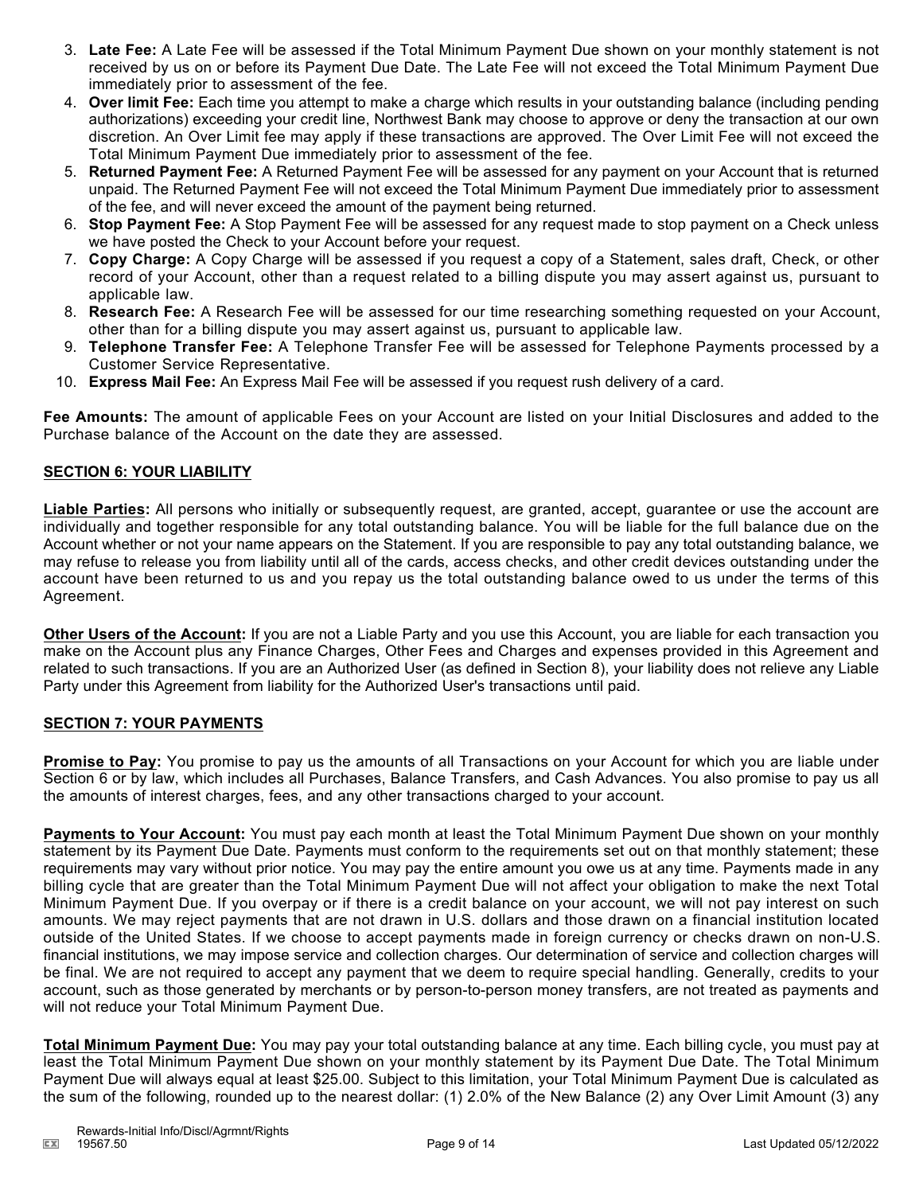3. **Late Fee:** A Late Fee will be assessed if the Total Minimum Payment Due shown on your monthly statement is not received by us on or before its Payment Due Date. The Late Fee will not exceed the Total Minimum Payment Due immediately prior to assessment of the fee.
4. **Over limit Fee:** Each time you attempt to make a charge which results in your outstanding balance (including pending authorizations) exceeding your credit line, Northwest Bank may choose to approve or deny the transaction at our own discretion. An Over Limit fee may apply if these transactions are approved. The Over Limit Fee will not exceed the Total Minimum Payment Due immediately prior to assessment of the fee.
5. **Returned Payment Fee:** A Returned Payment Fee will be assessed for any payment on your Account that is returned unpaid. The Returned Payment Fee will not exceed the Total Minimum Payment Due immediately prior to assessment of the fee, and will never exceed the amount of the payment being returned.
6. **Stop Payment Fee:** A Stop Payment Fee will be assessed for any request made to stop payment on a Check unless we have posted the Check to your Account before your request.
7. **Copy Charge:** A Copy Charge will be assessed if you request a copy of a Statement, sales draft, Check, or other record of your Account, other than a request related to a billing dispute you may assert against us, pursuant to applicable law.
8. **Research Fee:** A Research Fee will be assessed for our time researching something requested on your Account, other than for a billing dispute you may assert against us, pursuant to applicable law.
9. **Telephone Transfer Fee:** A Telephone Transfer Fee will be assessed for Telephone Payments processed by a Customer Service Representative.
10. **Express Mail Fee:** An Express Mail Fee will be assessed if you request rush delivery of a card.

**Fee Amounts:** The amount of applicable Fees on your Account are listed on your Initial Disclosures and added to the Purchase balance of the Account on the date they are assessed.

## SECTION 6: YOUR LIABILITY

**Liable Parties:** All persons who initially or subsequently request, are granted, accept, guarantee or use the account are individually and together responsible for any total outstanding balance. You will be liable for the full balance due on the Account whether or not your name appears on the Statement. If you are responsible to pay any total outstanding balance, we may refuse to release you from liability until all of the cards, access checks, and other credit devices outstanding under the account have been returned to us and you repay us the total outstanding balance owed to us under the terms of this Agreement.

**Other Users of the Account:** If you are not a Liable Party and you use this Account, you are liable for each transaction you make on the Account plus any Finance Charges, Other Fees and Charges and expenses provided in this Agreement and related to such transactions. If you are an Authorized User (as defined in Section 8), your liability does not relieve any Liable Party under this Agreement from liability for the Authorized User's transactions until paid.

## SECTION 7: YOUR PAYMENTS

**Promise to Pay:** You promise to pay us the amounts of all Transactions on your Account for which you are liable under Section 6 or by law, which includes all Purchases, Balance Transfers, and Cash Advances. You also promise to pay us all the amounts of interest charges, fees, and any other transactions charged to your account.

**Payments to Your Account:** You must pay each month at least the Total Minimum Payment Due shown on your monthly statement by its Payment Due Date. Payments must conform to the requirements set out on that monthly statement; these requirements may vary without prior notice. You may pay the entire amount you owe us at any time. Payments made in any billing cycle that are greater than the Total Minimum Payment Due will not affect your obligation to make the next Total Minimum Payment Due. If you overpay or if there is a credit balance on your account, we will not pay interest on such amounts. We may reject payments that are not drawn in U.S. dollars and those drawn on a financial institution located outside of the United States. If we choose to accept payments made in foreign currency or checks drawn on non-U.S. financial institutions, we may impose service and collection charges. Our determination of service and collection charges will be final. We are not required to accept any payment that we deem to require special handling. Generally, credits to your account, such as those generated by merchants or by person-to-person money transfers, are not treated as payments and will not reduce your Total Minimum Payment Due.

**Total Minimum Payment Due:** You may pay your total outstanding balance at any time. Each billing cycle, you must pay at least the Total Minimum Payment Due shown on your monthly statement by its Payment Due Date. The Total Minimum Payment Due will always equal at least $25.00. Subject to this limitation, your Total Minimum Payment Due is calculated as the sum of the following, rounded up to the nearest dollar: (1) 2.0% of the New Balance (2) any Over Limit Amount (3) any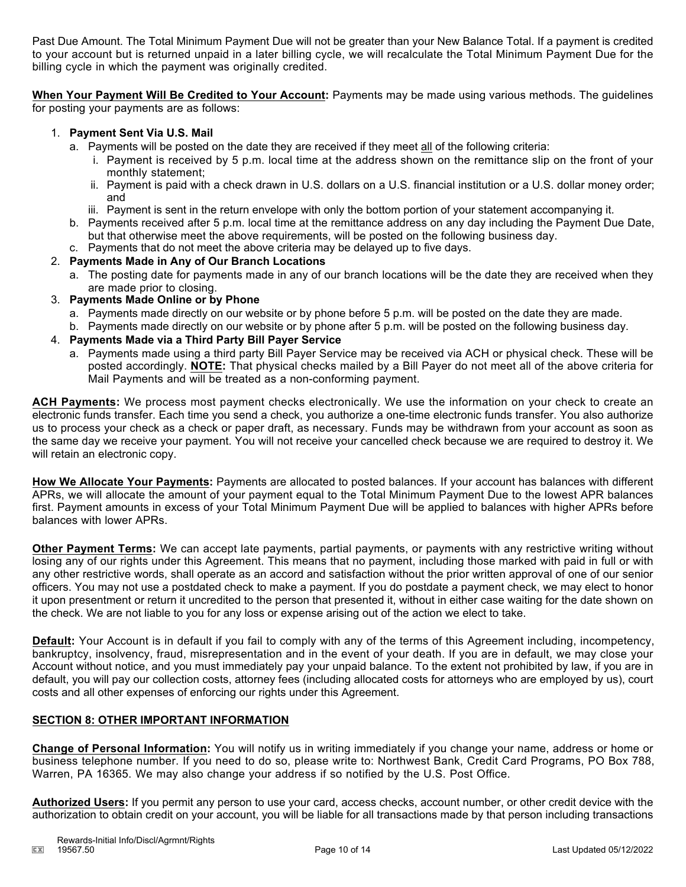Past Due Amount. The Total Minimum Payment Due will not be greater than your New Balance Total. If a payment is credited to your account but is returned unpaid in a later billing cycle, we will recalculate the Total Minimum Payment Due for the billing cycle in which the payment was originally credited.

**When Your Payment Will Be Credited to Your Account:** Payments may be made using various methods. The guidelines for posting your payments are as follows:

1. **Payment Sent Via U.S. Mail**
   a. Payments will be posted on the date they are received if they meet all of the following criteria:
      i. Payment is received by 5 p.m. local time at the address shown on the remittance slip on the front of your monthly statement;
      ii. Payment is paid with a check drawn in U.S. dollars on a U.S. financial institution or a U.S. dollar money order; and
      iii. Payment is sent in the return envelope with only the bottom portion of your statement accompanying it.
   b. Payments received after 5 p.m. local time at the remittance address on any day including the Payment Due Date, but that otherwise meet the above requirements, will be posted on the following business day.
   c. Payments that do not meet the above criteria may be delayed up to five days.
2. **Payments Made in Any of Our Branch Locations**
   a. The posting date for payments made in any of our branch locations will be the date they are received when they are made prior to closing.
3. **Payments Made Online or by Phone**
   a. Payments made directly on our website or by phone before 5 p.m. will be posted on the date they are made.
   b. Payments made directly on our website or by phone after 5 p.m. will be posted on the following business day.
4. **Payments Made via a Third Party Bill Payer Service**
   a. Payments made using a third party Bill Payer Service may be received via ACH or physical check. These will be posted accordingly. **NOTE:** That physical checks mailed by a Bill Payer do not meet all of the above criteria for Mail Payments and will be treated as a non-conforming payment.

**ACH Payments:** We process most payment checks electronically. We use the information on your check to create an electronic funds transfer. Each time you send a check, you authorize a one-time electronic funds transfer. You also authorize us to process your check as a check or paper draft, as necessary. Funds may be withdrawn from your account as soon as the same day we receive your payment. You will not receive your cancelled check because we are required to destroy it. We will retain an electronic copy.

**How We Allocate Your Payments:** Payments are allocated to posted balances. If your account has balances with different APRs, we will allocate the amount of your payment equal to the Total Minimum Payment Due to the lowest APR balances first. Payment amounts in excess of your Total Minimum Payment Due will be applied to balances with higher APRs before balances with lower APRs.

**Other Payment Terms:** We can accept late payments, partial payments, or payments with any restrictive writing without losing any of our rights under this Agreement. This means that no payment, including those marked with paid in full or with any other restrictive words, shall operate as an accord and satisfaction without the prior written approval of one of our senior officers. You may not use a postdated check to make a payment. If you do postdate a payment check, we may elect to honor it upon presentment or return it uncredited to the person that presented it, without in either case waiting for the date shown on the check. We are not liable to you for any loss or expense arising out of the action we elect to take.

**Default:** Your Account is in default if you fail to comply with any of the terms of this Agreement including, incompetency, bankruptcy, insolvency, fraud, misrepresentation and in the event of your death. If you are in default, we may close your Account without notice, and you must immediately pay your unpaid balance. To the extent not prohibited by law, if you are in default, you will pay our collection costs, attorney fees (including allocated costs for attorneys who are employed by us), court costs and all other expenses of enforcing our rights under this Agreement.

## SECTION 8: OTHER IMPORTANT INFORMATION

**Change of Personal Information:** You will notify us in writing immediately if you change your name, address or home or business telephone number. If you need to do so, please write to: Northwest Bank, Credit Card Programs, PO Box 788, Warren, PA 16365. We may also change your address if so notified by the U.S. Post Office.

**Authorized Users:** If you permit any person to use your card, access checks, account number, or other credit device with the authorization to obtain credit on your account, you will be liable for all transactions made by that person including transactions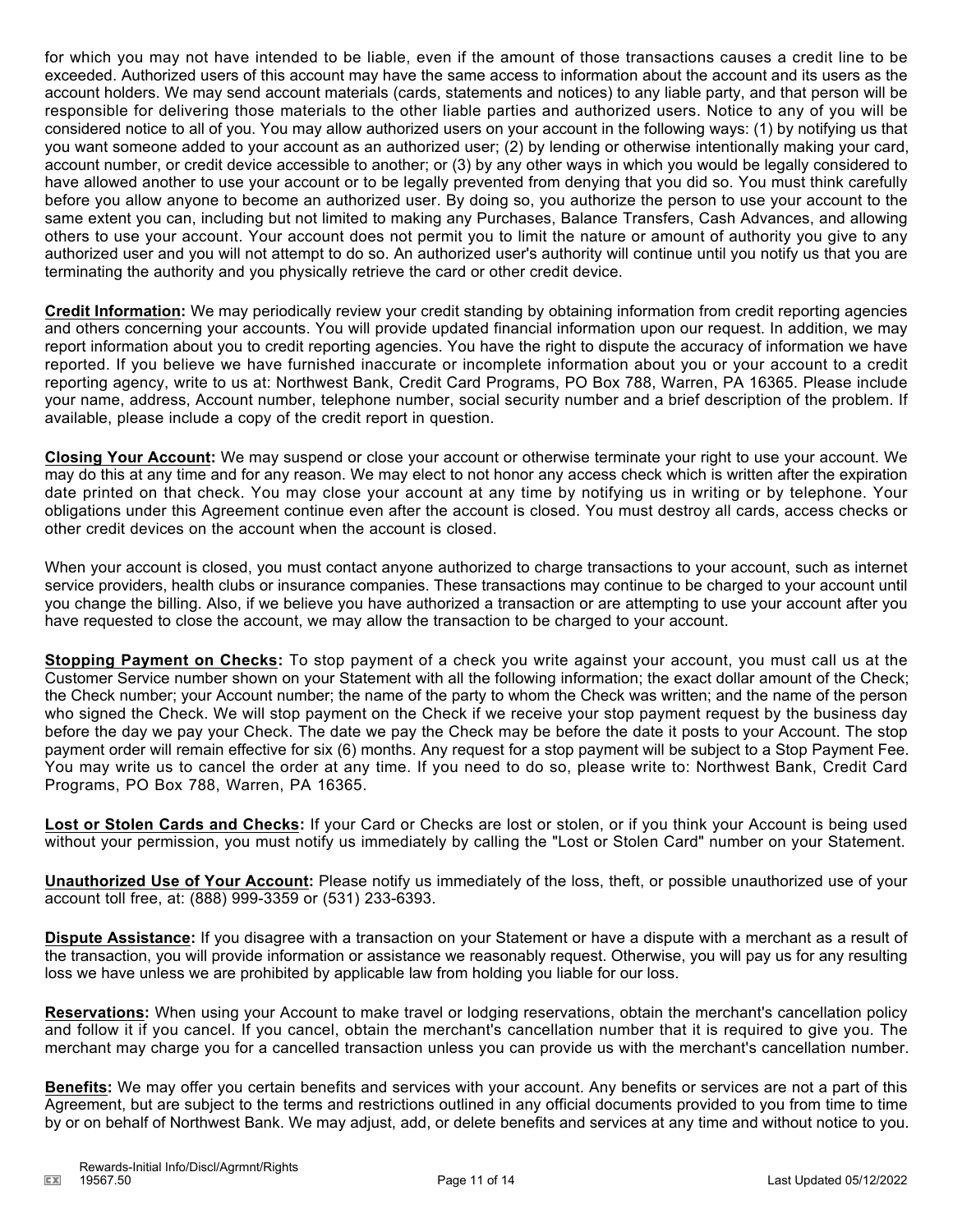for which you may not have intended to be liable, even if the amount of those transactions causes a credit line to be exceeded. Authorized users of this account may have the same access to information about the account and its users as the account holders. We may send account materials (cards, statements and notices) to any liable party, and that person will be responsible for delivering those materials to the other liable parties and authorized users. Notice to any of you will be considered notice to all of you. You may allow authorized users on your account in the following ways: (1) by notifying us that you want someone added to your account as an authorized user; (2) by lending or otherwise intentionally making your card, account number, or credit device accessible to another; or (3) by any other ways in which you would be legally considered to have allowed another to use your account or to be legally prevented from denying that you did so. You must think carefully before you allow anyone to become an authorized user. By doing so, you authorize the person to use your account to the same extent you can, including but not limited to making any Purchases, Balance Transfers, Cash Advances, and allowing others to use your account. Your account does not permit you to limit the nature or amount of authority you give to any authorized user and you will not attempt to do so. An authorized user's authority will continue until you notify us that you are terminating the authority and you physically retrieve the card or other credit device.

**Credit Information:** We may periodically review your credit standing by obtaining information from credit reporting agencies and others concerning your accounts. You will provide updated financial information upon our request. In addition, we may report information about you to credit reporting agencies. You have the right to dispute the accuracy of information we have reported. If you believe we have furnished inaccurate or incomplete information about you or your account to a credit reporting agency, write to us at: Northwest Bank, Credit Card Programs, PO Box 788, Warren, PA 16365. Please include your name, address, Account number, telephone number, social security number and a brief description of the problem. If available, please include a copy of the credit report in question.

**Closing Your Account:** We may suspend or close your account or otherwise terminate your right to use your account. We may do this at any time and for any reason. We may elect to not honor any access check which is written after the expiration date printed on that check. You may close your account at any time by notifying us in writing or by telephone. Your obligations under this Agreement continue even after the account is closed. You must destroy all cards, access checks or other credit devices on the account when the account is closed.

When your account is closed, you must contact anyone authorized to charge transactions to your account, such as internet service providers, health clubs or insurance companies. These transactions may continue to be charged to your account until you change the billing. Also, if we believe you have authorized a transaction or are attempting to use your account after you have requested to close the account, we may allow the transaction to be charged to your account.

**Stopping Payment on Checks:** To stop payment of a check you write against your account, you must call us at the Customer Service number shown on your Statement with all the following information; the exact dollar amount of the Check; the Check number; your Account number; the name of the party to whom the Check was written; and the name of the person who signed the Check. We will stop payment on the Check if we receive your stop payment request by the business day before the day we pay your Check. The date we pay the Check may be before the date it posts to your Account. The stop payment order will remain effective for six (6) months. Any request for a stop payment will be subject to a Stop Payment Fee. You may write us to cancel the order at any time. If you need to do so, please write to: Northwest Bank, Credit Card Programs, PO Box 788, Warren, PA 16365.

**Lost or Stolen Cards and Checks:** If your Card or Checks are lost or stolen, or if you think your Account is being used without your permission, you must notify us immediately by calling the "Lost or Stolen Card" number on your Statement.

**Unauthorized Use of Your Account:** Please notify us immediately of the loss, theft, or possible unauthorized use of your account toll free, at: (888) 999-3359 or (531) 233-6393.

**Dispute Assistance:** If you disagree with a transaction on your Statement or have a dispute with a merchant as a result of the transaction, you will provide information or assistance we reasonably request. Otherwise, you will pay us for any resulting loss we have unless we are prohibited by applicable law from holding you liable for our loss.

**Reservations:** When using your Account to make travel or lodging reservations, obtain the merchant's cancellation policy and follow it if you cancel. If you cancel, obtain the merchant's cancellation number that it is required to give you. The merchant may charge you for a cancelled transaction unless you can provide us with the merchant's cancellation number.

**Benefits:** We may offer you certain benefits and services with your account. Any benefits or services are not a part of this Agreement, but are subject to the terms and restrictions outlined in any official documents provided to you from time to time by or on behalf of Northwest Bank. We may adjust, add, or delete benefits and services at any time and without notice to you.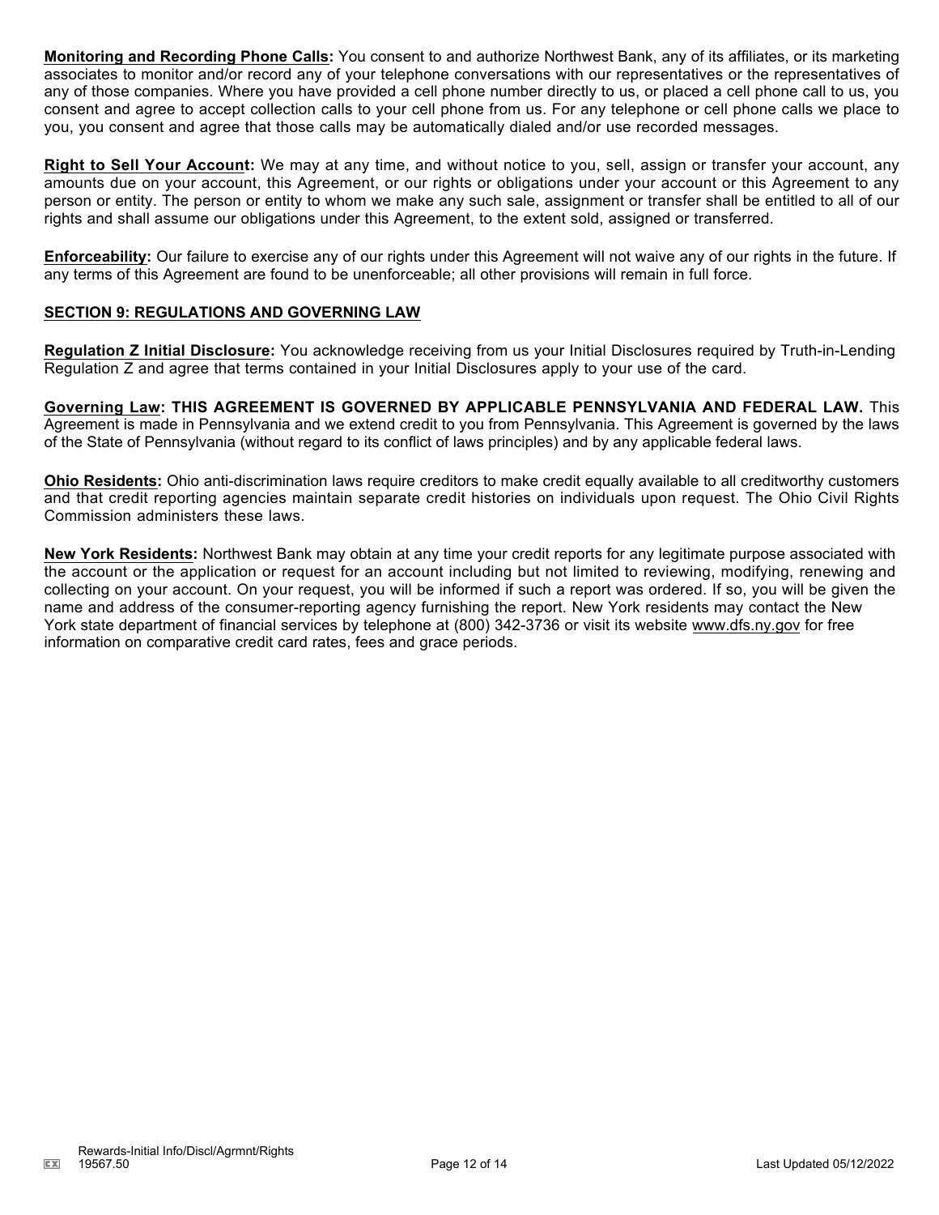**Monitoring and Recording Phone Calls:** You consent to and authorize Northwest Bank, any of its affiliates, or its marketing associates to monitor and/or record any of your telephone conversations with our representatives or the representatives of any of those companies. Where you have provided a cell phone number directly to us, or placed a cell phone call to us, you consent and agree to accept collection calls to your cell phone from us. For any telephone or cell phone calls we place to you, you consent and agree that those calls may be automatically dialed and/or use recorded messages.

**Right to Sell Your Account:** We may at any time, and without notice to you, sell, assign or transfer your account, any amounts due on your account, this Agreement, or our rights or obligations under your account or this Agreement to any person or entity. The person or entity to whom we make any such sale, assignment or transfer shall be entitled to all of our rights and shall assume our obligations under this Agreement, to the extent sold, assigned or transferred.

**Enforceability:** Our failure to exercise any of our rights under this Agreement will not waive any of our rights in the future. If any terms of this Agreement are found to be unenforceable; all other provisions will remain in full force.

## SECTION 9: REGULATIONS AND GOVERNING LAW

**Regulation Z Initial Disclosure:** You acknowledge receiving from us your Initial Disclosures required by Truth-in-Lending Regulation Z and agree that terms contained in your Initial Disclosures apply to your use of the card.

**Governing Law: THIS AGREEMENT IS GOVERNED BY APPLICABLE PENNSYLVANIA AND FEDERAL LAW.** This Agreement is made in Pennsylvania and we extend credit to you from Pennsylvania. This Agreement is governed by the laws of the State of Pennsylvania (without regard to its conflict of laws principles) and by any applicable federal laws.

**Ohio Residents:** Ohio anti-discrimination laws require creditors to make credit equally available to all creditworthy customers and that credit reporting agencies maintain separate credit histories on individuals upon request. The Ohio Civil Rights Commission administers these laws.

**New York Residents:** Northwest Bank may obtain at any time your credit reports for any legitimate purpose associated with the account or the application or request for an account including but not limited to reviewing, modifying, renewing and collecting on your account. On your request, you will be informed if such a report was ordered. If so, you will be given the name and address of the consumer-reporting agency furnishing the report. New York residents may contact the New York state department of financial services by telephone at (800) 342-3736 or visit its website www.dfs.ny.gov for free information on comparative credit card rates, fees and grace periods.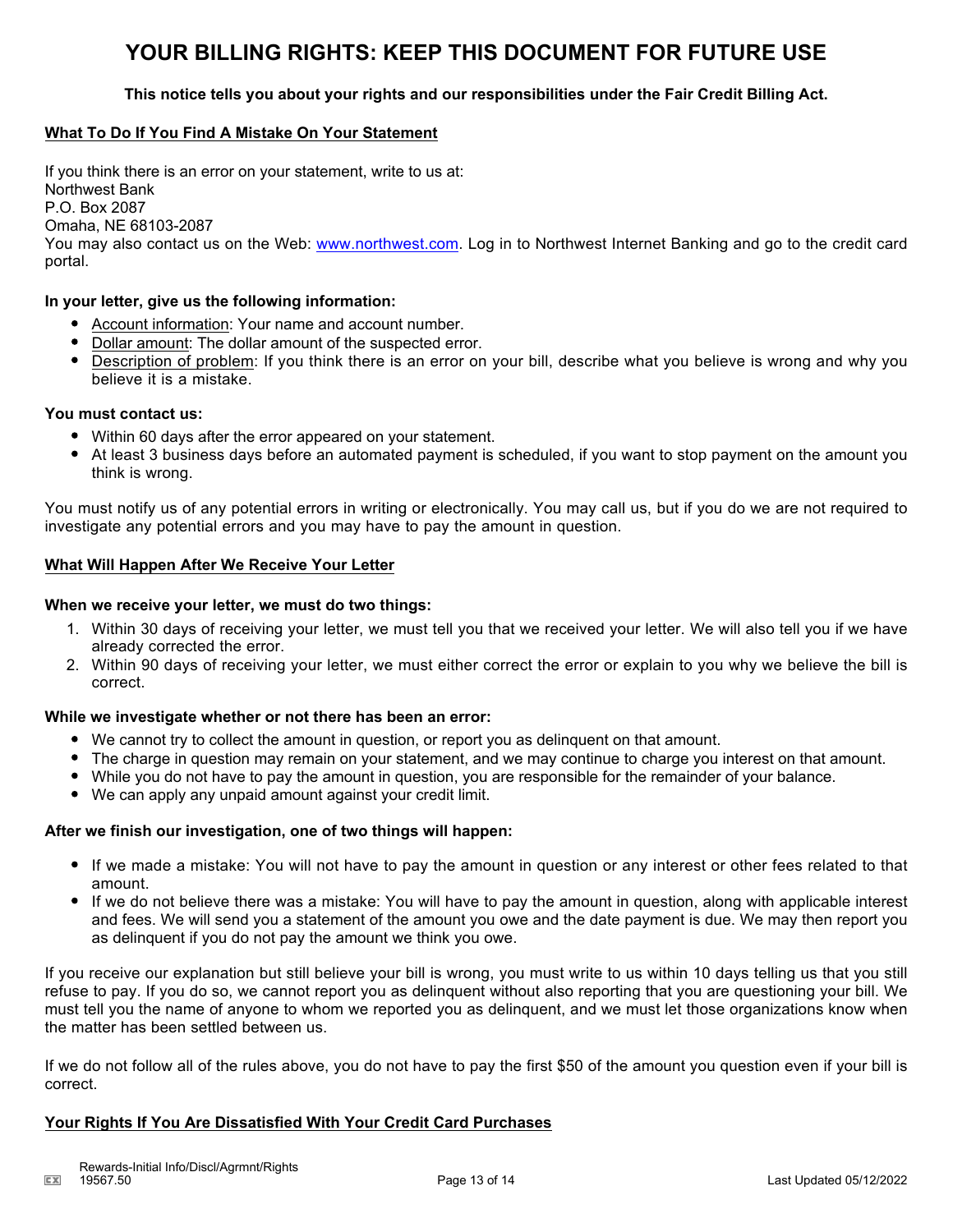# YOUR BILLING RIGHTS: KEEP THIS DOCUMENT FOR FUTURE USE

**This notice tells you about your rights and our responsibilities under the Fair Credit Billing Act.**

## What To Do If You Find A Mistake On Your Statement

If you think there is an error on your statement, write to us at:
Northwest Bank
P.O. Box 2087
Omaha, NE 68103-2087
You may also contact us on the Web: www.northwest.com. Log in to Northwest Internet Banking and go to the credit card portal.

**In your letter, give us the following information:**

- Account information: Your name and account number.
- Dollar amount: The dollar amount of the suspected error.
- Description of problem: If you think there is an error on your bill, describe what you believe is wrong and why you believe it is a mistake.

**You must contact us:**

- Within 60 days after the error appeared on your statement.
- At least 3 business days before an automated payment is scheduled, if you want to stop payment on the amount you think is wrong.

You must notify us of any potential errors in writing or electronically. You may call us, but if you do we are not required to investigate any potential errors and you may have to pay the amount in question.

## What Will Happen After We Receive Your Letter

**When we receive your letter, we must do two things:**

1. Within 30 days of receiving your letter, we must tell you that we received your letter. We will also tell you if we have already corrected the error.
2. Within 90 days of receiving your letter, we must either correct the error or explain to you why we believe the bill is correct.

**While we investigate whether or not there has been an error:**

- We cannot try to collect the amount in question, or report you as delinquent on that amount.
- The charge in question may remain on your statement, and we may continue to charge you interest on that amount.
- While you do not have to pay the amount in question, you are responsible for the remainder of your balance.
- We can apply any unpaid amount against your credit limit.

**After we finish our investigation, one of two things will happen:**

- If we made a mistake: You will not have to pay the amount in question or any interest or other fees related to that amount.
- If we do not believe there was a mistake: You will have to pay the amount in question, along with applicable interest and fees. We will send you a statement of the amount you owe and the date payment is due. We may then report you as delinquent if you do not pay the amount we think you owe.

If you receive our explanation but still believe your bill is wrong, you must write to us within 10 days telling us that you still refuse to pay. If you do so, we cannot report you as delinquent without also reporting that you are questioning your bill. We must tell you the name of anyone to whom we reported you as delinquent, and we must let those organizations know when the matter has been settled between us.

If we do not follow all of the rules above, you do not have to pay the first $50 of the amount you question even if your bill is correct.

## Your Rights If You Are Dissatisfied With Your Credit Card Purchases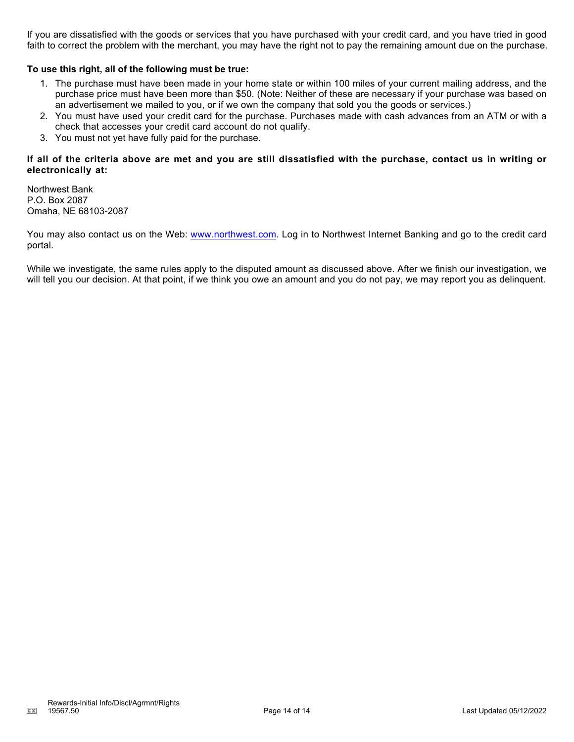If you are dissatisfied with the goods or services that you have purchased with your credit card, and you have tried in good faith to correct the problem with the merchant, you may have the right not to pay the remaining amount due on the purchase.

**To use this right, all of the following must be true:**

1. The purchase must have been made in your home state or within 100 miles of your current mailing address, and the purchase price must have been more than $50. (Note: Neither of these are necessary if your purchase was based on an advertisement we mailed to you, or if we own the company that sold you the goods or services.)
2. You must have used your credit card for the purchase. Purchases made with cash advances from an ATM or with a check that accesses your credit card account do not qualify.
3. You must not yet have fully paid for the purchase.

**If all of the criteria above are met and you are still dissatisfied with the purchase, contact us in writing or electronically at:**

Northwest Bank
P.O. Box 2087
Omaha, NE 68103-2087

You may also contact us on the Web: www.northwest.com. Log in to Northwest Internet Banking and go to the credit card portal.

While we investigate, the same rules apply to the disputed amount as discussed above. After we finish our investigation, we will tell you our decision. At that point, if we think you owe an amount and you do not pay, we may report you as delinquent.